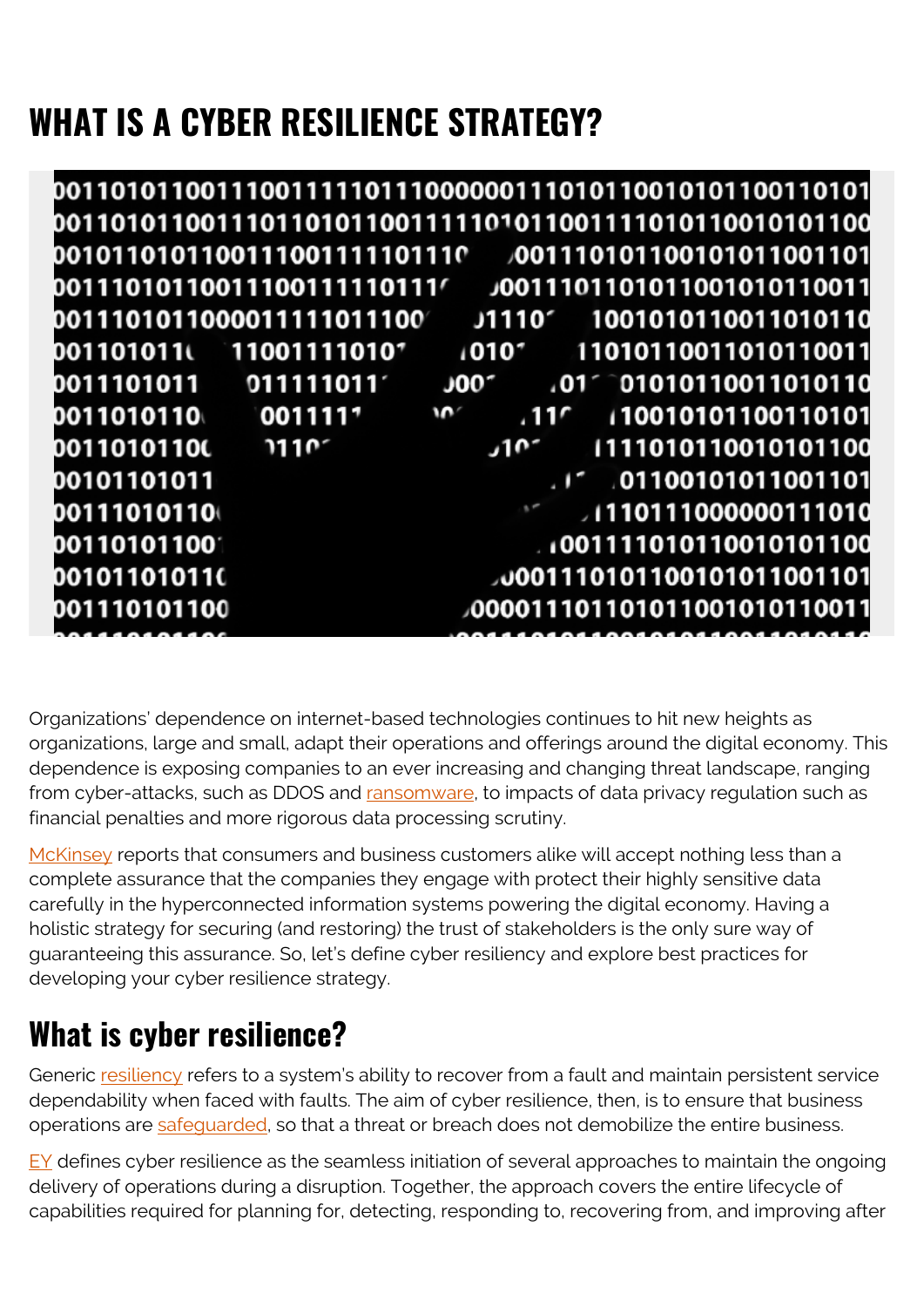# WHAT IS A CYBER RESILIENCE STRATEGY?

Organizations' dependence on internet-based technologies continues to hit new heights as organizations, large and small, adapt their operations and offerings around the digital economy. This dependence is exposing companies to an ever increasing and changing threat landscape, ranging from cyber-attacks, such as DDOS and ransomware, to impacts of data privacy regulation such as financial penalties and more rigorous data processing scrutiny.

McKinsey reports that consumers and business customers alike will accept nothing less than a complete assurance that the companies they engage with protect their highly sensitive data carefully in the hyperconnected information systems powering the digital economy. Having a holistic strategy for securing (and restoring) the trust of stakeholders is the only sure way of guaranteeing this assurance. So, let's define cyber resiliency and explore best practices for developing your cyber resilience strategy.

## What is cyber resilience?

Generic resiliency refers to a system's ability to recover from a fault and maintain persistent service dependability when faced with faults. The aim of cyber resilience, then, is to ensure that business operations are safeguarded, so that a threat or breach does not demobilize the entire business.

EY defines cyber resilience as the seamless initiation of several approaches to maintain the ongoing delivery of operations during a disruption. Together, the approach covers the entire lifecycle of capabilities required for planning for, detecting, responding to, recovering from, and improving after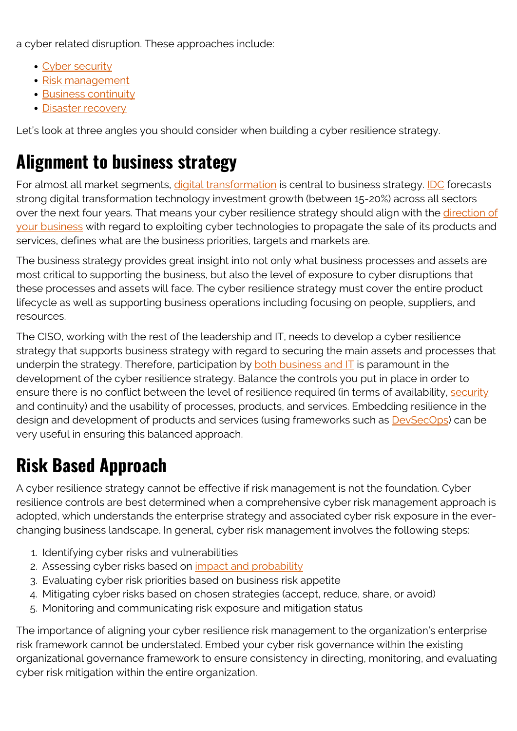a cyber related disruption. These approaches include:

- Cyber security
- Risk management
- Business continuity
- Disaster recovery

Let's look at three angles you should consider when building a cyber resilience strategy.

## Alignment to business strategy

For almost all market segments, digital transformation is central to business strategy. IDC forecasts strong digital transformation technology investment growth (between 15-20%) across all sectors over the next four years. That means your cyber resilience strategy should align with the direction of your business with regard to exploiting cyber technologies to propagate the sale of its products and services, defines what are the business priorities, targets and markets are.

The business strategy provides great insight into not only what business processes and assets are most critical to supporting the business, but also the level of exposure to cyber disruptions that these processes and assets will face. The cyber resilience strategy must cover the entire product lifecycle as well as supporting business operations including focusing on people, suppliers, and resources.

The CISO, working with the rest of the leadership and IT, needs to develop a cyber resilience strategy that supports business strategy with regard to securing the main assets and processes that underpin the strategy. Therefore, participation by both business and IT is paramount in the development of the cyber resilience strategy. Balance the controls you put in place in order to ensure there is no conflict between the level of resilience required (in terms of availability, security and continuity) and the usability of processes, products, and services. Embedding resilience in the design and development of products and services (using frameworks such as DevSecOps) can be very useful in ensuring this balanced approach.

## Risk Based Approach

A cyber resilience strategy cannot be effective if risk management is not the foundation. Cyber resilience controls are best determined when a comprehensive cyber risk management approach is adopted, which understands the enterprise strategy and associated cyber risk exposure in the ever-changing business landscape. In general, cyber risk management involves the following steps:

1. Identifying cyber risks and vulnerabilities
2. Assessing cyber risks based on impact and probability
3. Evaluating cyber risk priorities based on business risk appetite
4. Mitigating cyber risks based on chosen strategies (accept, reduce, share, or avoid)
5. Monitoring and communicating risk exposure and mitigation status

The importance of aligning your cyber resilience risk management to the organization's enterprise risk framework cannot be understated. Embed your cyber risk governance within the existing organizational governance framework to ensure consistency in directing, monitoring, and evaluating cyber risk mitigation within the entire organization.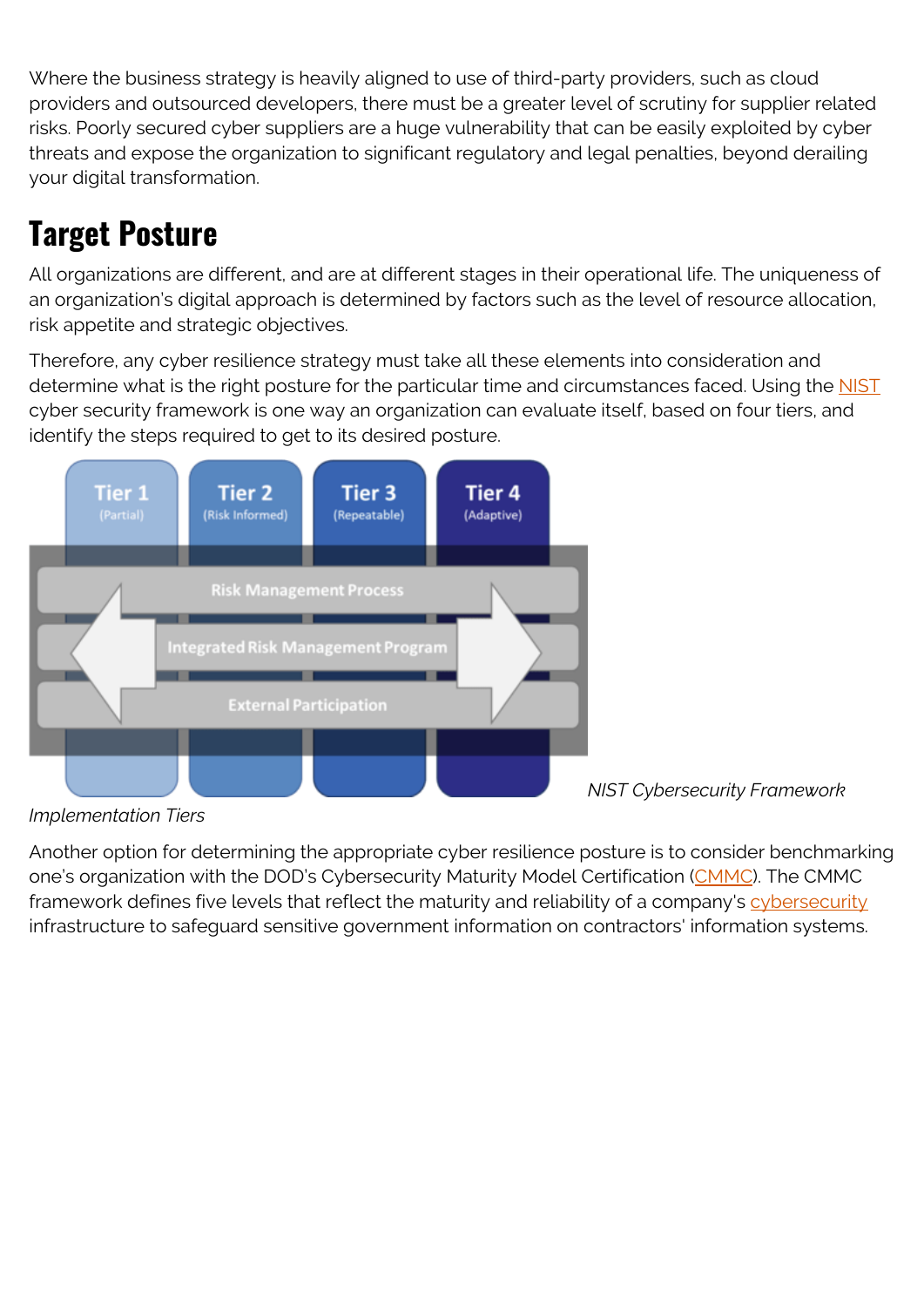Where the business strategy is heavily aligned to use of third-party providers, such as cloud providers and outsourced developers, there must be a greater level of scrutiny for supplier related risks. Poorly secured cyber suppliers are a huge vulnerability that can be easily exploited by cyber threats and expose the organization to significant regulatory and legal penalties, beyond derailing your digital transformation.

## Target Posture

All organizations are different, and are at different stages in their operational life. The uniqueness of an organization's digital approach is determined by factors such as the level of resource allocation, risk appetite and strategic objectives.

Therefore, any cyber resilience strategy must take all these elements into consideration and determine what is the right posture for the particular time and circumstances faced. Using the NIST cyber security framework is one way an organization can evaluate itself, based on four tiers, and identify the steps required to get to its desired posture.

*NIST Cybersecurity Framework Implementation Tiers*

Another option for determining the appropriate cyber resilience posture is to consider benchmarking one's organization with the DOD's Cybersecurity Maturity Model Certification (CMMC). The CMMC framework defines five levels that reflect the maturity and reliability of a company's cybersecurity infrastructure to safeguard sensitive government information on contractors' information systems.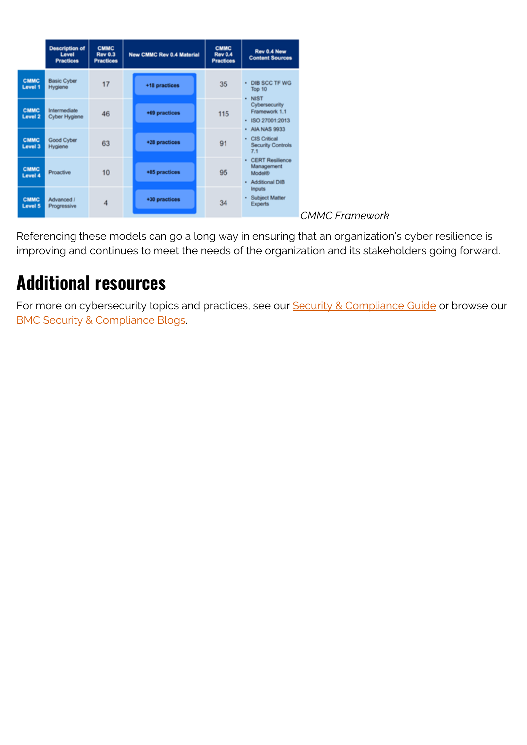| | Description of Level Practices | CMMC Rev 0.3 Practices | New CMMC Rev 0.4 Material | CMMC Rev 0.4 Practices | Rev 0.4 New Content Sources |
|---|---|---|---|---|---|
| CMMC Level 1 | Basic Cyber Hygiene | 17 | +18 practices | 35 | • DIB SCC TF WG Top 10<br>• NIST Cybersecurity Framework 1.1<br>• ISO 27001:2013<br>• AIA NAS 9933<br>• CIS Critical Security Controls 7.1<br>• CERT Resilience Management Model®<br>• Additional DIB Inputs<br>• Subject Matter Experts |
| CMMC Level 2 | Intermediate Cyber Hygiene | 46 | +69 practices | 115 | |
| CMMC Level 3 | Good Cyber Hygiene | 63 | +28 practices | 91 | |
| CMMC Level 4 | Proactive | 10 | +85 practices | 95 | |
| CMMC Level 5 | Advanced / Progressive | 4 | +30 practices | 34 | |

*CMMC Framework*

Referencing these models can go a long way in ensuring that an organization's cyber resilience is improving and continues to meet the needs of the organization and its stakeholders going forward.

## Additional resources

For more on cybersecurity topics and practices, see our Security & Compliance Guide or browse our BMC Security & Compliance Blogs.